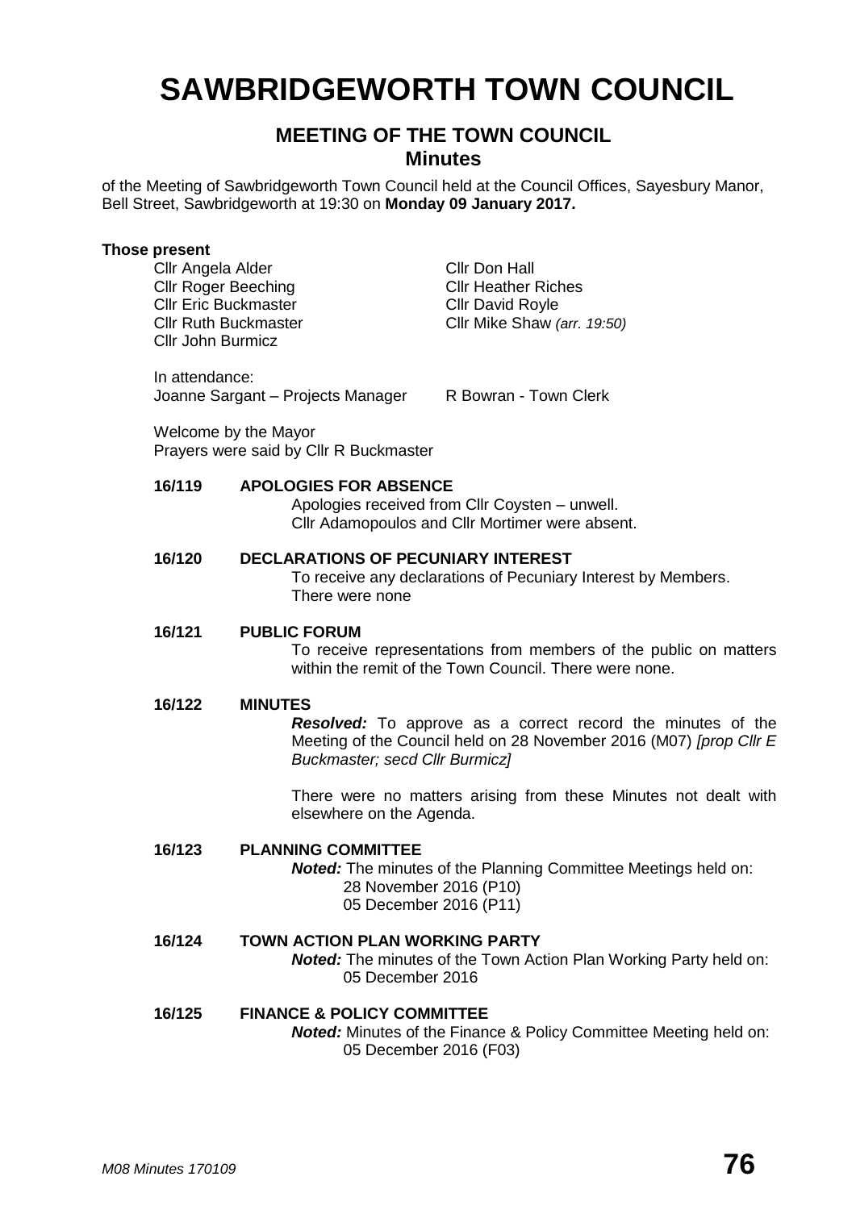# SAWBRIDGEWORTH TOWN COUNCIL

## MEETING OF THE TOWN COUNCIL
### Minutes

of the Meeting of Sawbridgeworth Town Council held at the Council Offices, Sayesbury Manor, Bell Street, Sawbridgeworth at 19:30 on **Monday 09 January 2017.**

**Those present**

Cllr Angela Alder
Cllr Roger Beeching
Cllr Eric Buckmaster
Cllr Ruth Buckmaster
Cllr John Burmicz
Cllr Don Hall
Cllr Heather Riches
Cllr David Royle
Cllr Mike Shaw *(arr. 19:50)*

In attendance:
Joanne Sargant – Projects Manager
R Bowran - Town Clerk

Welcome by the Mayor
Prayers were said by Cllr R Buckmaster

**16/119 APOLOGIES FOR ABSENCE**

Apologies received from Cllr Coysten – unwell.
Cllr Adamopoulos and Cllr Mortimer were absent.

**16/120 DECLARATIONS OF PECUNIARY INTEREST**

To receive any declarations of Pecuniary Interest by Members.
There were none

**16/121 PUBLIC FORUM**

To receive representations from members of the public on matters within the remit of the Town Council. There were none.

**16/122 MINUTES**

***Resolved:*** To approve as a correct record the minutes of the Meeting of the Council held on 28 November 2016 (M07) *[prop Cllr E Buckmaster; secd Cllr Burmicz]*

There were no matters arising from these Minutes not dealt with elsewhere on the Agenda.

**16/123 PLANNING COMMITTEE**

***Noted:*** The minutes of the Planning Committee Meetings held on:
28 November 2016 (P10)
05 December 2016 (P11)

**16/124 TOWN ACTION PLAN WORKING PARTY**

***Noted:*** The minutes of the Town Action Plan Working Party held on:
05 December 2016

**16/125 FINANCE & POLICY COMMITTEE**

***Noted:*** Minutes of the Finance & Policy Committee Meeting held on:
05 December 2016 (F03)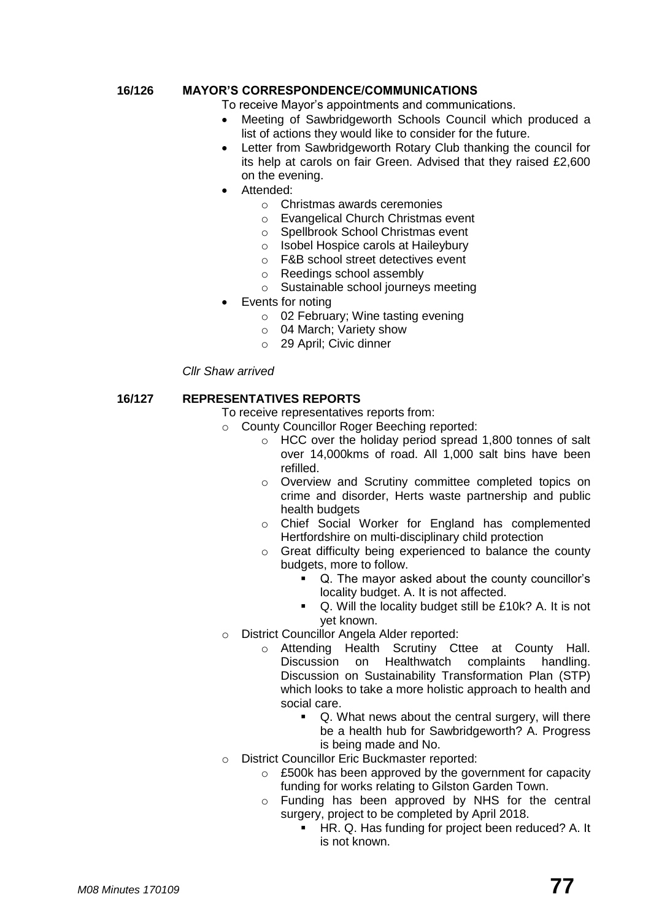**16/126 MAYOR'S CORRESPONDENCE/COMMUNICATIONS**

To receive Mayor's appointments and communications.

- Meeting of Sawbridgeworth Schools Council which produced a list of actions they would like to consider for the future.
- Letter from Sawbridgeworth Rotary Club thanking the council for its help at carols on fair Green. Advised that they raised £2,600 on the evening.
- Attended:
    - Christmas awards ceremonies
    - Evangelical Church Christmas event
    - Spellbrook School Christmas event
    - Isobel Hospice carols at Haileybury
    - F&B school street detectives event
    - Reedings school assembly
    - Sustainable school journeys meeting
- Events for noting
    - 02 February; Wine tasting evening
    - 04 March; Variety show
    - 29 April; Civic dinner

*Cllr Shaw arrived*

**16/127 REPRESENTATIVES REPORTS**

To receive representatives reports from:

- County Councillor Roger Beeching reported:
    - HCC over the holiday period spread 1,800 tonnes of salt over 14,000kms of road. All 1,000 salt bins have been refilled.
    - Overview and Scrutiny committee completed topics on crime and disorder, Herts waste partnership and public health budgets
    - Chief Social Worker for England has complemented Hertfordshire on multi-disciplinary child protection
    - Great difficulty being experienced to balance the county budgets, more to follow.
        - Q. The mayor asked about the county councillor's locality budget. A. It is not affected.
        - Q. Will the locality budget still be £10k? A. It is not yet known.
- District Councillor Angela Alder reported:
    - Attending Health Scrutiny Cttee at County Hall. Discussion on Healthwatch complaints handling. Discussion on Sustainability Transformation Plan (STP) which looks to take a more holistic approach to health and social care.
        - Q. What news about the central surgery, will there be a health hub for Sawbridgeworth? A. Progress is being made and No.
- District Councillor Eric Buckmaster reported:
    - £500k has been approved by the government for capacity funding for works relating to Gilston Garden Town.
    - Funding has been approved by NHS for the central surgery, project to be completed by April 2018.
        - HR. Q. Has funding for project been reduced? A. It is not known.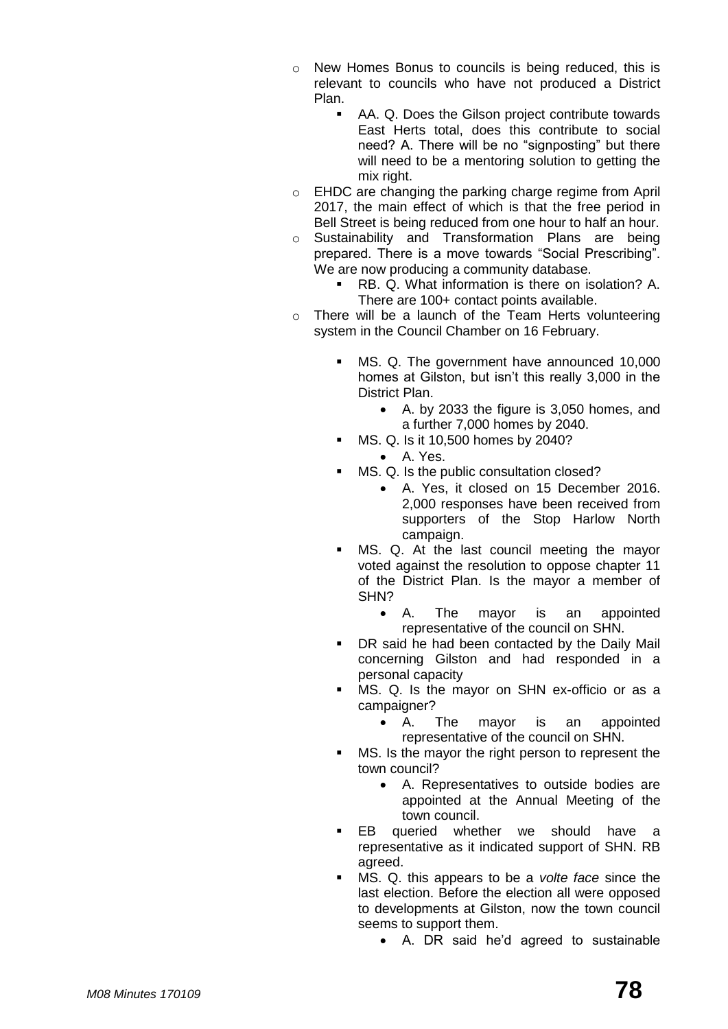- New Homes Bonus to councils is being reduced, this is relevant to councils who have not produced a District Plan.
    - AA. Q. Does the Gilson project contribute towards East Herts total, does this contribute to social need? A. There will be no "signposting" but there will need to be a mentoring solution to getting the mix right.
- EHDC are changing the parking charge regime from April 2017, the main effect of which is that the free period in Bell Street is being reduced from one hour to half an hour.
- Sustainability and Transformation Plans are being prepared. There is a move towards "Social Prescribing". We are now producing a community database.
    - RB. Q. What information is there on isolation? A. There are 100+ contact points available.
- There will be a launch of the Team Herts volunteering system in the Council Chamber on 16 February.
    - MS. Q. The government have announced 10,000 homes at Gilston, but isn't this really 3,000 in the District Plan.
        - A. by 2033 the figure is 3,050 homes, and a further 7,000 homes by 2040.
    - MS. Q. Is it 10,500 homes by 2040?
        - A. Yes.
    - MS. Q. Is the public consultation closed?
        - A. Yes, it closed on 15 December 2016. 2,000 responses have been received from supporters of the Stop Harlow North campaign.
    - MS. Q. At the last council meeting the mayor voted against the resolution to oppose chapter 11 of the District Plan. Is the mayor a member of SHN?
        - A. The mayor is an appointed representative of the council on SHN.
    - DR said he had been contacted by the Daily Mail concerning Gilston and had responded in a personal capacity
    - MS. Q. Is the mayor on SHN ex-officio or as a campaigner?
        - A. The mayor is an appointed representative of the council on SHN.
    - MS. Is the mayor the right person to represent the town council?
        - A. Representatives to outside bodies are appointed at the Annual Meeting of the town council.
    - EB queried whether we should have a representative as it indicated support of SHN. RB agreed.
    - MS. Q. this appears to be a *volte face* since the last election. Before the election all were opposed to developments at Gilston, now the town council seems to support them.
        - A. DR said he'd agreed to sustainable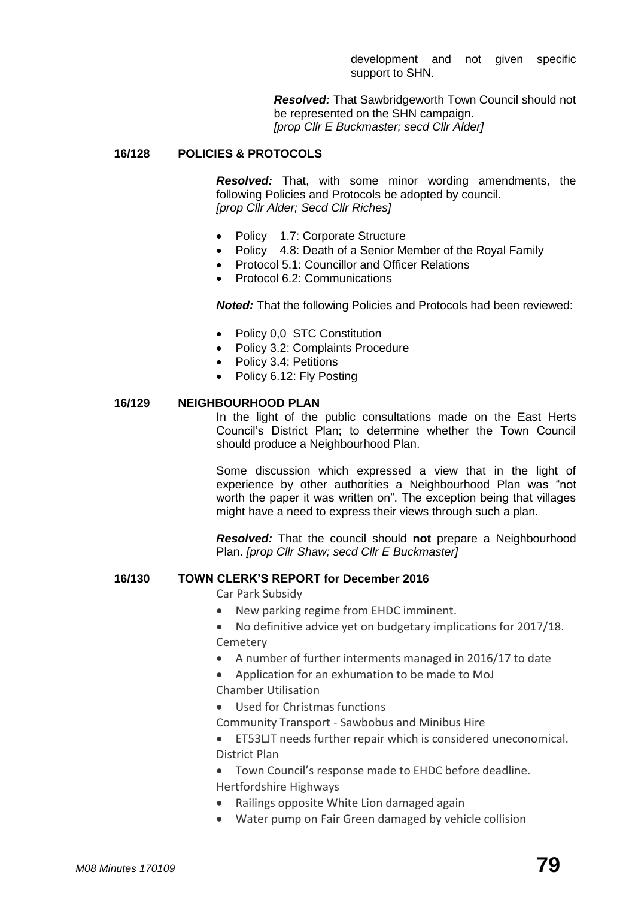development and not given specific support to SHN.

***Resolved:*** That Sawbridgeworth Town Council should not be represented on the SHN campaign. *[prop Cllr E Buckmaster; secd Cllr Alder]*

## 16/128 POLICIES & PROTOCOLS

***Resolved:*** That, with some minor wording amendments, the following Policies and Protocols be adopted by council. *[prop Cllr Alder; Secd Cllr Riches]*

- Policy 1.7: Corporate Structure
- Policy 4.8: Death of a Senior Member of the Royal Family
- Protocol 5.1: Councillor and Officer Relations
- Protocol 6.2: Communications

***Noted:*** That the following Policies and Protocols had been reviewed:

- Policy 0,0 STC Constitution
- Policy 3.2: Complaints Procedure
- Policy 3.4: Petitions
- Policy 6.12: Fly Posting

## 16/129 NEIGHBOURHOOD PLAN

In the light of the public consultations made on the East Herts Council's District Plan; to determine whether the Town Council should produce a Neighbourhood Plan.

Some discussion which expressed a view that in the light of experience by other authorities a Neighbourhood Plan was "not worth the paper it was written on". The exception being that villages might have a need to express their views through such a plan.

***Resolved:*** That the council should **not** prepare a Neighbourhood Plan. *[prop Cllr Shaw; secd Cllr E Buckmaster]*

## 16/130 TOWN CLERK'S REPORT for December 2016

Car Park Subsidy

- New parking regime from EHDC imminent.
- No definitive advice yet on budgetary implications for 2017/18.

Cemetery

- A number of further interments managed in 2016/17 to date
- Application for an exhumation to be made to MoJ

Chamber Utilisation

- Used for Christmas functions

Community Transport - Sawbobus and Minibus Hire

- ET53LJT needs further repair which is considered uneconomical.

District Plan

- Town Council's response made to EHDC before deadline.

Hertfordshire Highways

- Railings opposite White Lion damaged again
- Water pump on Fair Green damaged by vehicle collision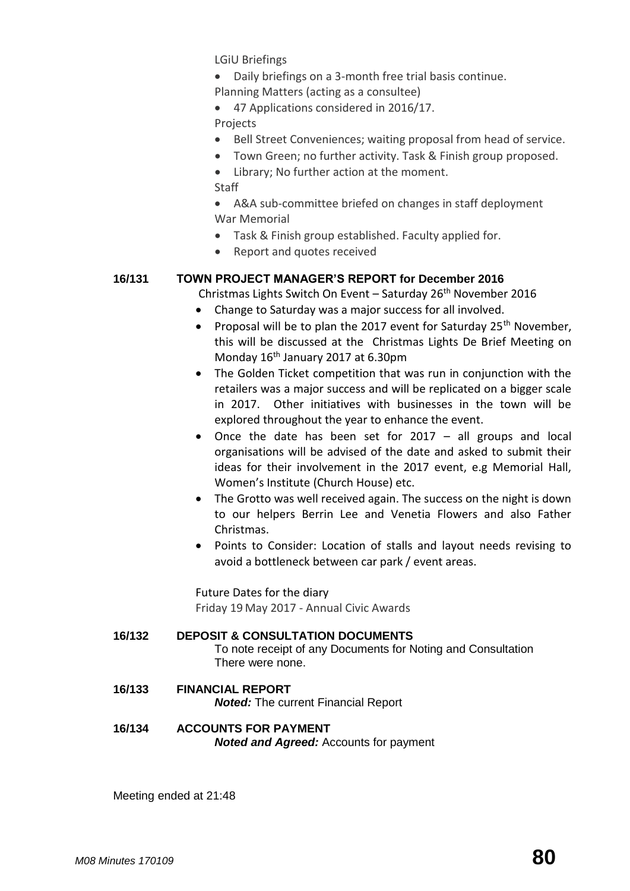LGiU Briefings

- Daily briefings on a 3-month free trial basis continue.

Planning Matters (acting as a consultee)

- 47 Applications considered in 2016/17.

Projects

- Bell Street Conveniences; waiting proposal from head of service.
- Town Green; no further activity. Task & Finish group proposed.
- Library; No further action at the moment.

Staff

- A&A sub-committee briefed on changes in staff deployment

War Memorial

- Task & Finish group established. Faculty applied for.
- Report and quotes received

**16/131 TOWN PROJECT MANAGER'S REPORT for December 2016**

Christmas Lights Switch On Event – Saturday 26th November 2016

- Change to Saturday was a major success for all involved.
- Proposal will be to plan the 2017 event for Saturday 25th November, this will be discussed at the Christmas Lights De Brief Meeting on Monday 16th January 2017 at 6.30pm
- The Golden Ticket competition that was run in conjunction with the retailers was a major success and will be replicated on a bigger scale in 2017. Other initiatives with businesses in the town will be explored throughout the year to enhance the event.
- Once the date has been set for 2017 – all groups and local organisations will be advised of the date and asked to submit their ideas for their involvement in the 2017 event, e.g Memorial Hall, Women's Institute (Church House) etc.
- The Grotto was well received again. The success on the night is down to our helpers Berrin Lee and Venetia Flowers and also Father Christmas.
- Points to Consider: Location of stalls and layout needs revising to avoid a bottleneck between car park / event areas.

Future Dates for the diary

Friday 19 May 2017 - Annual Civic Awards

**16/132 DEPOSIT & CONSULTATION DOCUMENTS**

To note receipt of any Documents for Noting and Consultation

There were none.

**16/133 FINANCIAL REPORT**

***Noted:*** The current Financial Report

**16/134 ACCOUNTS FOR PAYMENT**

***Noted and Agreed:*** Accounts for payment

Meeting ended at 21:48